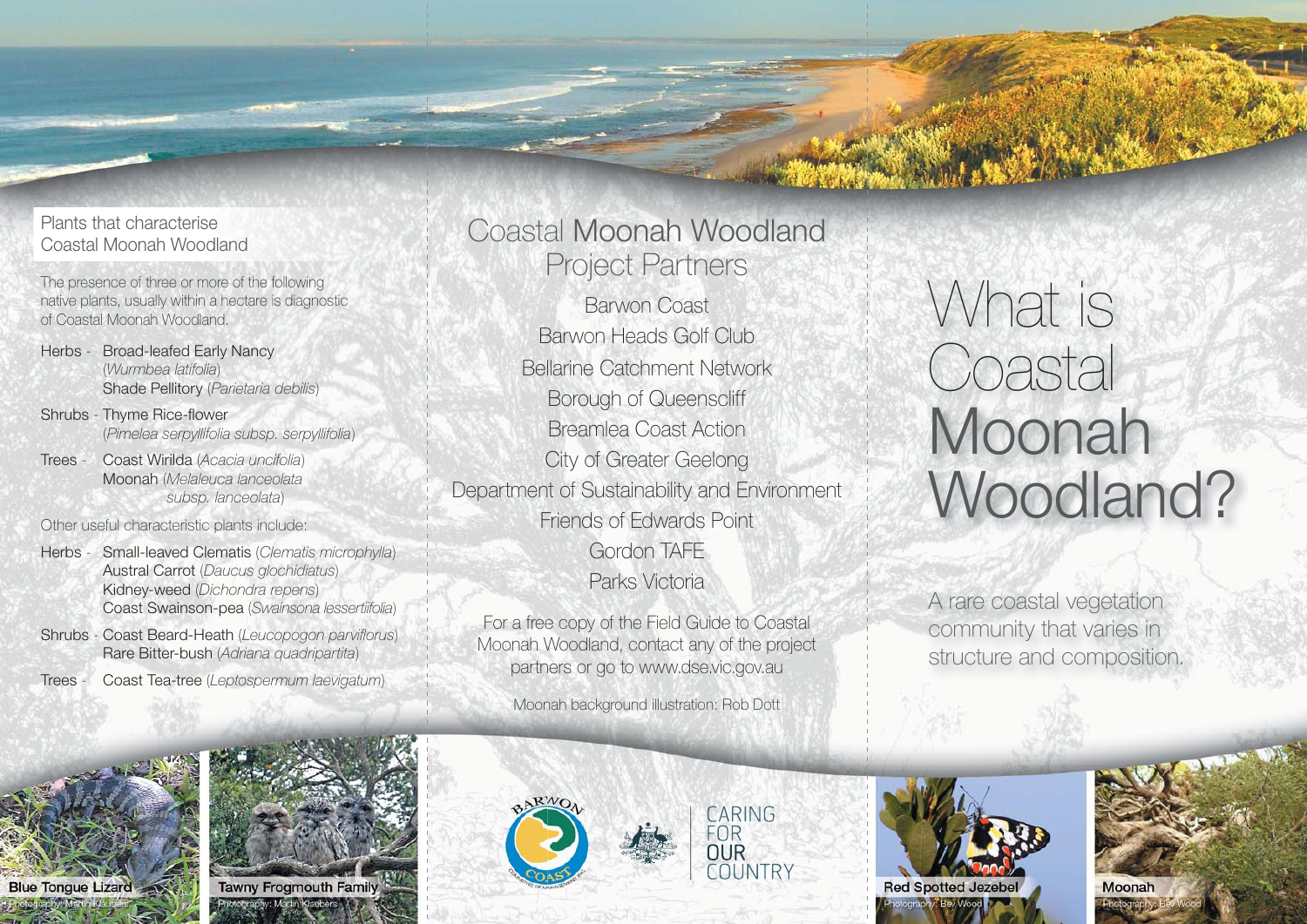## Plants that characterise Coastal Moonah Woodland

The presence of three or more of the following native plants, usually within a hectare is diagnostic of Coastal Moonah Woodland.

**Herbs** - Broad-leafed Early Nancy (*Wurmbea latifolia*)
Shade Pellitory (*Parietaria debilis*)

**Shrubs** - Thyme Rice-flower (*Pimelea serpyllifolia subsp. serpyllifolia*)

**Trees** - Coast Wirilda (*Acacia uncifolia*)
Moonah (*Melaleuca lanceolata subsp. lanceolata*)

Other useful characteristic plants include:

**Herbs** - Small-leaved Clematis (*Clematis microphylla*)
Austral Carrot (*Daucus glochidiatus*)
Kidney-weed (*Dichondra repens*)
Coast Swainson-pea (*Swainsona lessertiifolia*)

**Shrubs** - Coast Beard-Heath (*Leucopogon parviflorus*)
Rare Bitter-bush (*Adriana quadripartita*)

**Trees** - Coast Tea-tree (*Leptospermum laevigatum*)

Blue Tongue Lizard
Photography: Martin Klaubers

Tawny Frogmouth Family
Photography: Martin Klaubers

## Coastal Moonah Woodland Project Partners

Barwon Coast
Barwon Heads Golf Club
Bellarine Catchment Network
Borough of Queenscliff
Breamlea Coast Action
City of Greater Geelong
Department of Sustainability and Environment
Friends of Edwards Point
Gordon TAFE
Parks Victoria

For a free copy of the Field Guide to Coastal Moonah Woodland, contact any of the project partners or go to www.dse.vic.gov.au

Moonah background illustration: Rob Dott

Barwon Coast Committee of Management Inc.

Caring for our Country

# What is Coastal Moonah Woodland?

A rare coastal vegetation community that varies in structure and composition.

Red Spotted Jezebel
Photography: Bev Wood

Moonah
Photography: Bev Wood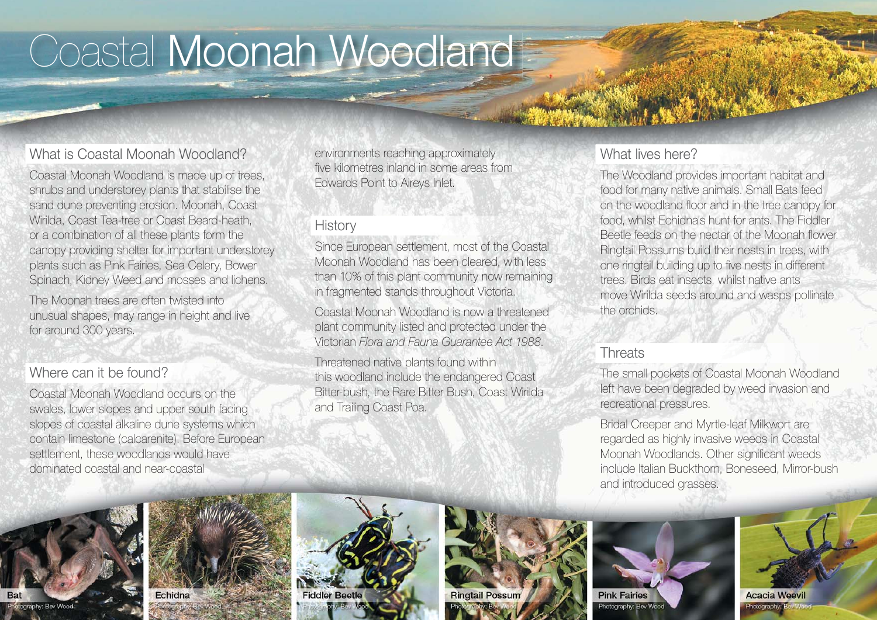# Coastal Moonah Woodland

## What is Coastal Moonah Woodland?

Coastal Moonah Woodland is made up of trees, shrubs and understorey plants that stabilise the sand dune preventing erosion. Moonah, Coast Wirilda, Coast Tea-tree or Coast Beard-heath, or a combination of all these plants form the canopy providing shelter for important understorey plants such as Pink Fairies, Sea Celery, Bower Spinach, Kidney Weed and mosses and lichens.

The Moonah trees are often twisted into unusual shapes, may range in height and live for around 300 years.

## Where can it be found?

Coastal Moonah Woodland occurs on the swales, lower slopes and upper south facing slopes of coastal alkaline dune systems which contain limestone (calcarenite). Before European settlement, these woodlands would have dominated coastal and near-coastal environments reaching approximately five kilometres inland in some areas from Edwards Point to Aireys Inlet.

## History

Since European settlement, most of the Coastal Moonah Woodland has been cleared, with less than 10% of this plant community now remaining in fragmented stands throughout Victoria.

Coastal Moonah Woodland is now a threatened plant community listed and protected under the Victorian *Flora and Fauna Guarantee Act 1988*.

Threatened native plants found within this woodland include the endangered Coast Bitter-bush, the Rare Bitter Bush, Coast Wirilda and Trailing Coast Poa.

## What lives here?

The Woodland provides important habitat and food for many native animals. Small Bats feed on the woodland floor and in the tree canopy for food, whilst Echidna's hunt for ants. The Fiddler Beetle feeds on the nectar of the Moonah flower. Ringtail Possums build their nests in trees, with one ringtail building up to five nests in different trees. Birds eat insects, whilst native ants move Wirilda seeds around and wasps pollinate the orchids.

## Threats

The small pockets of Coastal Moonah Woodland left have been degraded by weed invasion and recreational pressures.

Bridal Creeper and Myrtle-leaf Milkwort are regarded as highly invasive weeds in Coastal Moonah Woodlands. Other significant weeds include Italian Buckthorn, Boneseed, Mirror-bush and introduced grasses.

**Bat** Photography: Bev Wood

**Echidna** Photography: Bev Wood

**Fiddler Beetle** Photography: Bev Wood

**Ringtail Possum** Photography: Bev Wood

**Pink Fairies** Photography: Bev Wood

**Acacia Weevil** Photography: Bev Wood